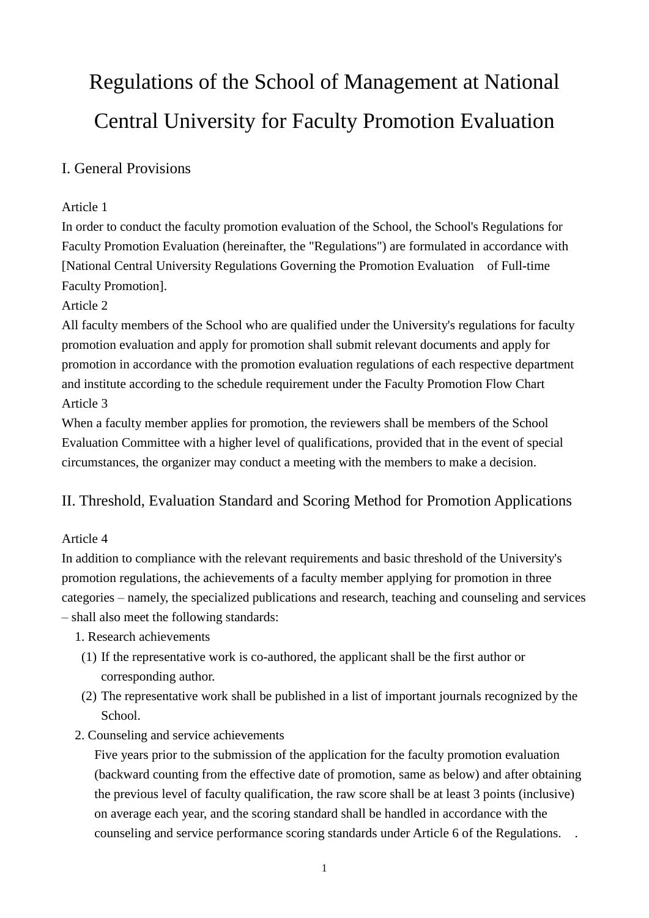# Regulations of the School of Management at National Central University for Faculty Promotion Evaluation

## I. General Provisions

Article 1
In order to conduct the faculty promotion evaluation of the School, the School's Regulations for Faculty Promotion Evaluation (hereinafter, the "Regulations") are formulated in accordance with [National Central University Regulations Governing the Promotion Evaluation of Full-time Faculty Promotion].

Article 2
All faculty members of the School who are qualified under the University's regulations for faculty promotion evaluation and apply for promotion shall submit relevant documents and apply for promotion in accordance with the promotion evaluation regulations of each respective department and institute according to the schedule requirement under the Faculty Promotion Flow Chart

Article 3
When a faculty member applies for promotion, the reviewers shall be members of the School Evaluation Committee with a higher level of qualifications, provided that in the event of special circumstances, the organizer may conduct a meeting with the members to make a decision.

## II. Threshold, Evaluation Standard and Scoring Method for Promotion Applications

Article 4
In addition to compliance with the relevant requirements and basic threshold of the University's promotion regulations, the achievements of a faculty member applying for promotion in three categories – namely, the specialized publications and research, teaching and counseling and services – shall also meet the following standards:

1. Research achievements
   (1) If the representative work is co-authored, the applicant shall be the first author or corresponding author.
   (2) The representative work shall be published in a list of important journals recognized by the School.
2. Counseling and service achievements
   Five years prior to the submission of the application for the faculty promotion evaluation (backward counting from the effective date of promotion, same as below) and after obtaining the previous level of faculty qualification, the raw score shall be at least 3 points (inclusive) on average each year, and the scoring standard shall be handled in accordance with the counseling and service performance scoring standards under Article 6 of the Regulations.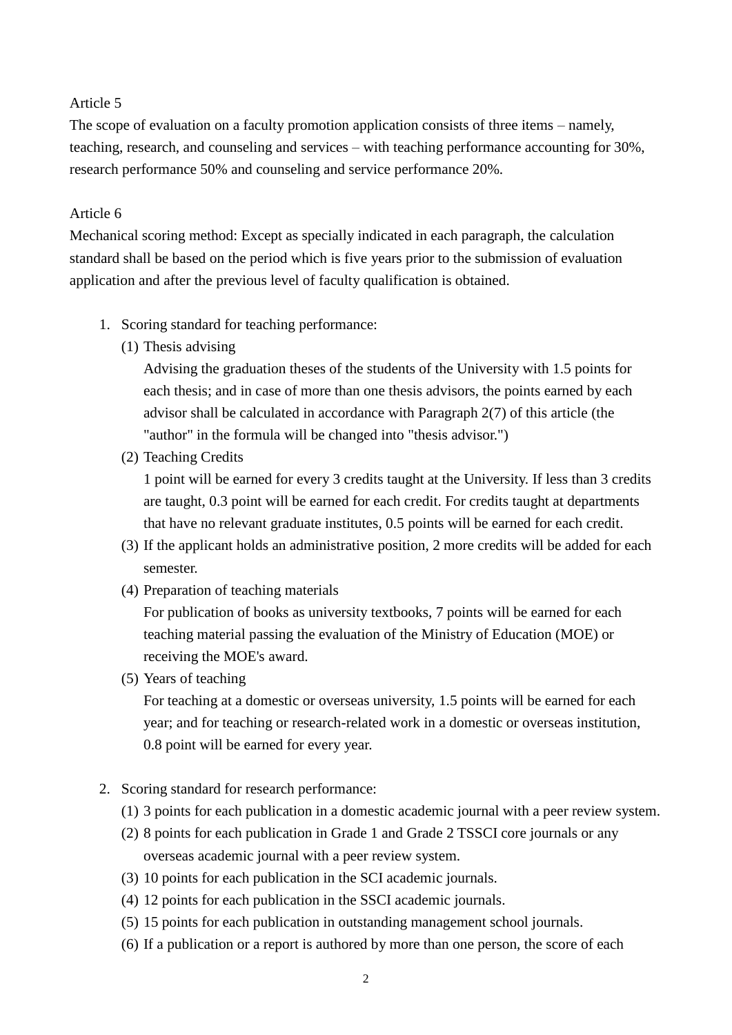Article 5

The scope of evaluation on a faculty promotion application consists of three items – namely, teaching, research, and counseling and services – with teaching performance accounting for 30%, research performance 50% and counseling and service performance 20%.

Article 6

Mechanical scoring method: Except as specially indicated in each paragraph, the calculation standard shall be based on the period which is five years prior to the submission of evaluation application and after the previous level of faculty qualification is obtained.

1. Scoring standard for teaching performance:
   (1) Thesis advising
   Advising the graduation theses of the students of the University with 1.5 points for each thesis; and in case of more than one thesis advisors, the points earned by each advisor shall be calculated in accordance with Paragraph 2(7) of this article (the "author" in the formula will be changed into "thesis advisor.")
   (2) Teaching Credits
   1 point will be earned for every 3 credits taught at the University. If less than 3 credits are taught, 0.3 point will be earned for each credit. For credits taught at departments that have no relevant graduate institutes, 0.5 points will be earned for each credit.
   (3) If the applicant holds an administrative position, 2 more credits will be added for each semester.
   (4) Preparation of teaching materials
   For publication of books as university textbooks, 7 points will be earned for each teaching material passing the evaluation of the Ministry of Education (MOE) or receiving the MOE's award.
   (5) Years of teaching
   For teaching at a domestic or overseas university, 1.5 points will be earned for each year; and for teaching or research-related work in a domestic or overseas institution, 0.8 point will be earned for every year.

2. Scoring standard for research performance:
   (1) 3 points for each publication in a domestic academic journal with a peer review system.
   (2) 8 points for each publication in Grade 1 and Grade 2 TSSCI core journals or any overseas academic journal with a peer review system.
   (3) 10 points for each publication in the SCI academic journals.
   (4) 12 points for each publication in the SSCI academic journals.
   (5) 15 points for each publication in outstanding management school journals.
   (6) If a publication or a report is authored by more than one person, the score of each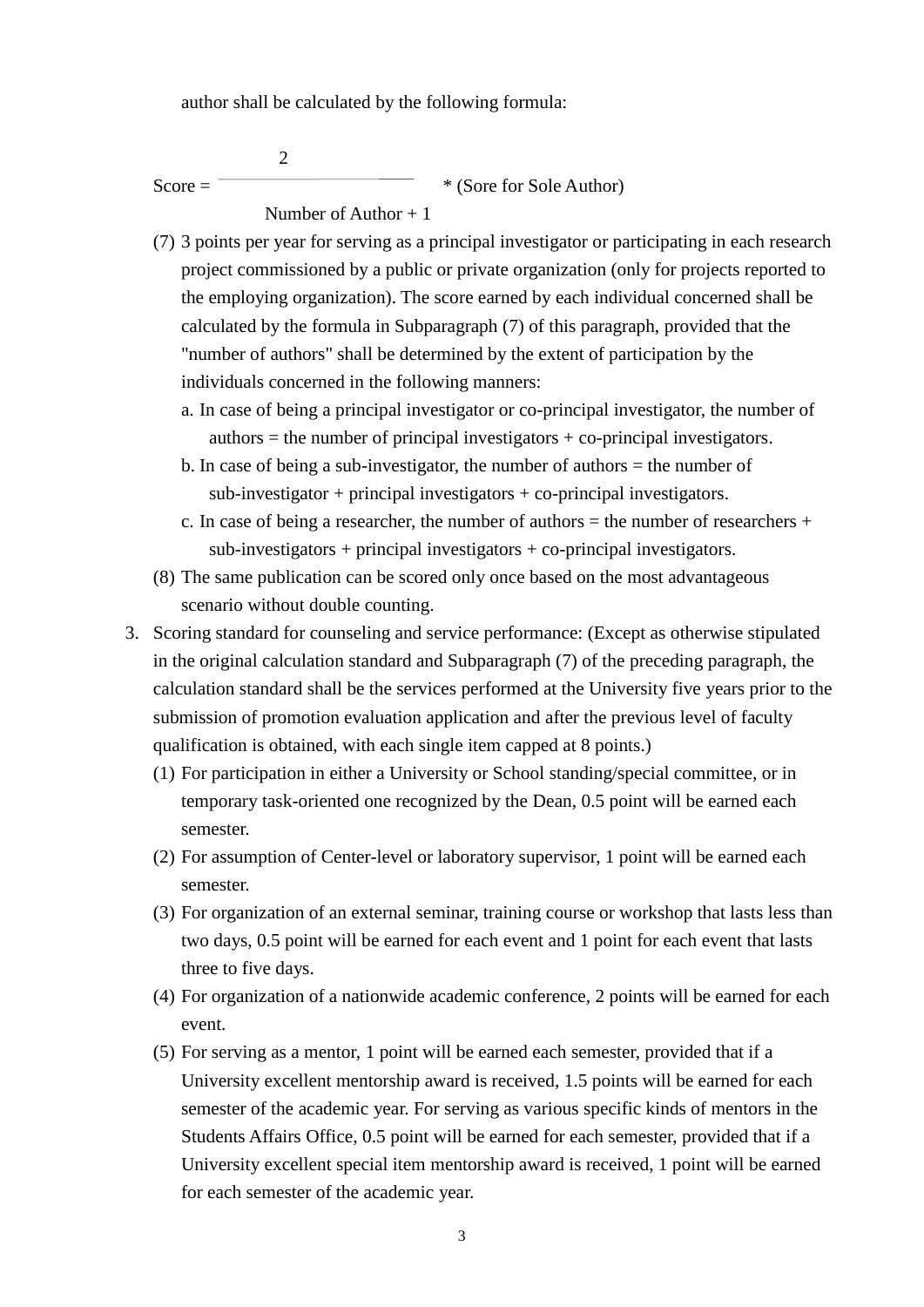author shall be calculated by the following formula:

$$\text{Score} = \frac{2}{\text{Number of Author} + 1} * (\text{Sore for Sole Author})$$

(7) 3 points per year for serving as a principal investigator or participating in each research project commissioned by a public or private organization (only for projects reported to the employing organization). The score earned by each individual concerned shall be calculated by the formula in Subparagraph (7) of this paragraph, provided that the "number of authors" shall be determined by the extent of participation by the individuals concerned in the following manners:

  a. In case of being a principal investigator or co-principal investigator, the number of authors = the number of principal investigators + co-principal investigators.

  b. In case of being a sub-investigator, the number of authors = the number of sub-investigator + principal investigators + co-principal investigators.

  c. In case of being a researcher, the number of authors = the number of researchers + sub-investigators + principal investigators + co-principal investigators.

(8) The same publication can be scored only once based on the most advantageous scenario without double counting.

3. Scoring standard for counseling and service performance: (Except as otherwise stipulated in the original calculation standard and Subparagraph (7) of the preceding paragraph, the calculation standard shall be the services performed at the University five years prior to the submission of promotion evaluation application and after the previous level of faculty qualification is obtained, with each single item capped at 8 points.)

   (1) For participation in either a University or School standing/special committee, or in temporary task-oriented one recognized by the Dean, 0.5 point will be earned each semester.

   (2) For assumption of Center-level or laboratory supervisor, 1 point will be earned each semester.

   (3) For organization of an external seminar, training course or workshop that lasts less than two days, 0.5 point will be earned for each event and 1 point for each event that lasts three to five days.

   (4) For organization of a nationwide academic conference, 2 points will be earned for each event.

   (5) For serving as a mentor, 1 point will be earned each semester, provided that if a University excellent mentorship award is received, 1.5 points will be earned for each semester of the academic year. For serving as various specific kinds of mentors in the Students Affairs Office, 0.5 point will be earned for each semester, provided that if a University excellent special item mentorship award is received, 1 point will be earned for each semester of the academic year.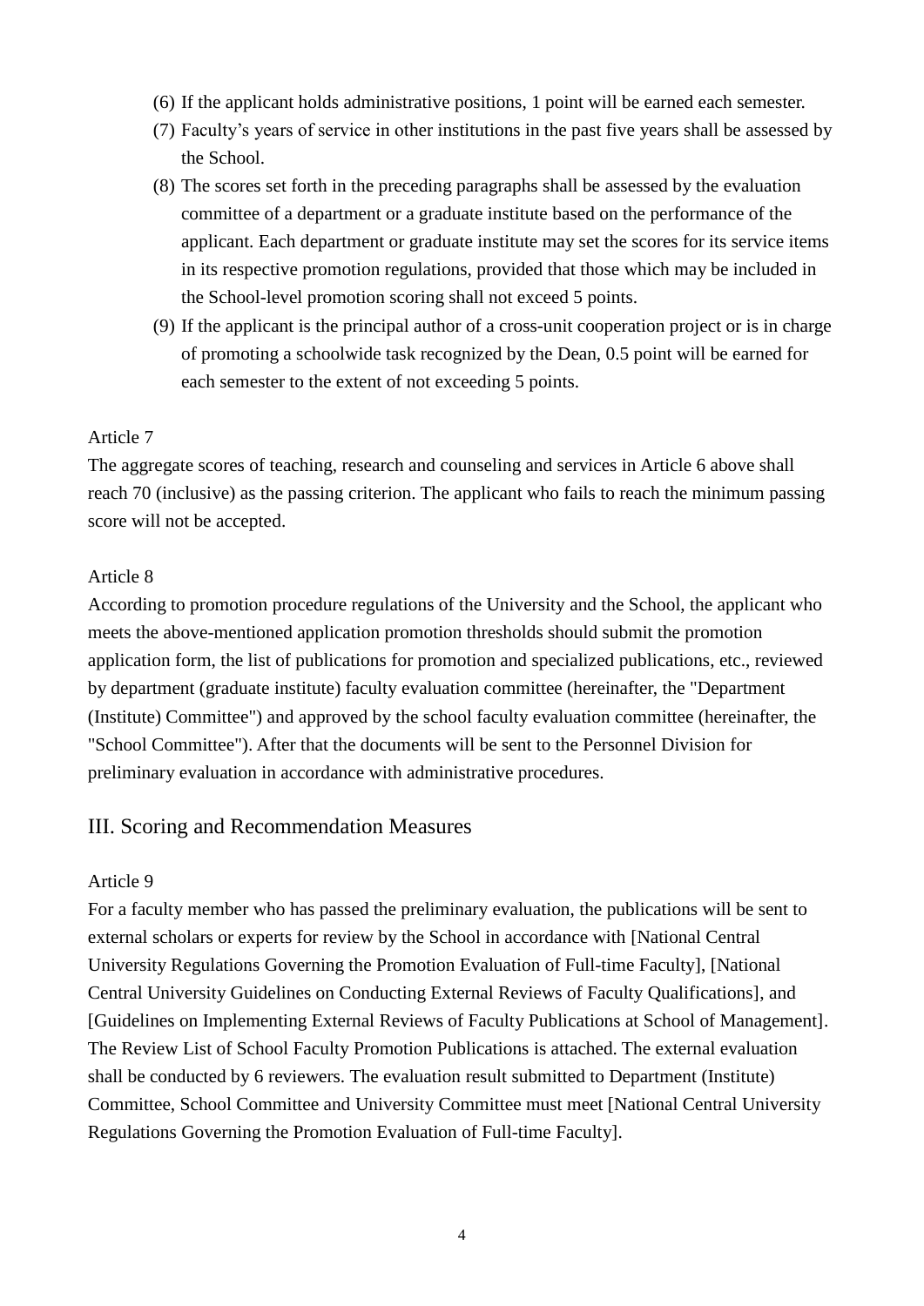(6) If the applicant holds administrative positions, 1 point will be earned each semester.

(7) Faculty's years of service in other institutions in the past five years shall be assessed by the School.

(8) The scores set forth in the preceding paragraphs shall be assessed by the evaluation committee of a department or a graduate institute based on the performance of the applicant. Each department or graduate institute may set the scores for its service items in its respective promotion regulations, provided that those which may be included in the School-level promotion scoring shall not exceed 5 points.

(9) If the applicant is the principal author of a cross-unit cooperation project or is in charge of promoting a schoolwide task recognized by the Dean, 0.5 point will be earned for each semester to the extent of not exceeding 5 points.

Article 7

The aggregate scores of teaching, research and counseling and services in Article 6 above shall reach 70 (inclusive) as the passing criterion. The applicant who fails to reach the minimum passing score will not be accepted.

Article 8

According to promotion procedure regulations of the University and the School, the applicant who meets the above-mentioned application promotion thresholds should submit the promotion application form, the list of publications for promotion and specialized publications, etc., reviewed by department (graduate institute) faculty evaluation committee (hereinafter, the "Department (Institute) Committee") and approved by the school faculty evaluation committee (hereinafter, the "School Committee"). After that the documents will be sent to the Personnel Division for preliminary evaluation in accordance with administrative procedures.

## III. Scoring and Recommendation Measures

Article 9

For a faculty member who has passed the preliminary evaluation, the publications will be sent to external scholars or experts for review by the School in accordance with [National Central University Regulations Governing the Promotion Evaluation of Full-time Faculty], [National Central University Guidelines on Conducting External Reviews of Faculty Qualifications], and [Guidelines on Implementing External Reviews of Faculty Publications at School of Management]. The Review List of School Faculty Promotion Publications is attached. The external evaluation shall be conducted by 6 reviewers. The evaluation result submitted to Department (Institute) Committee, School Committee and University Committee must meet [National Central University Regulations Governing the Promotion Evaluation of Full-time Faculty].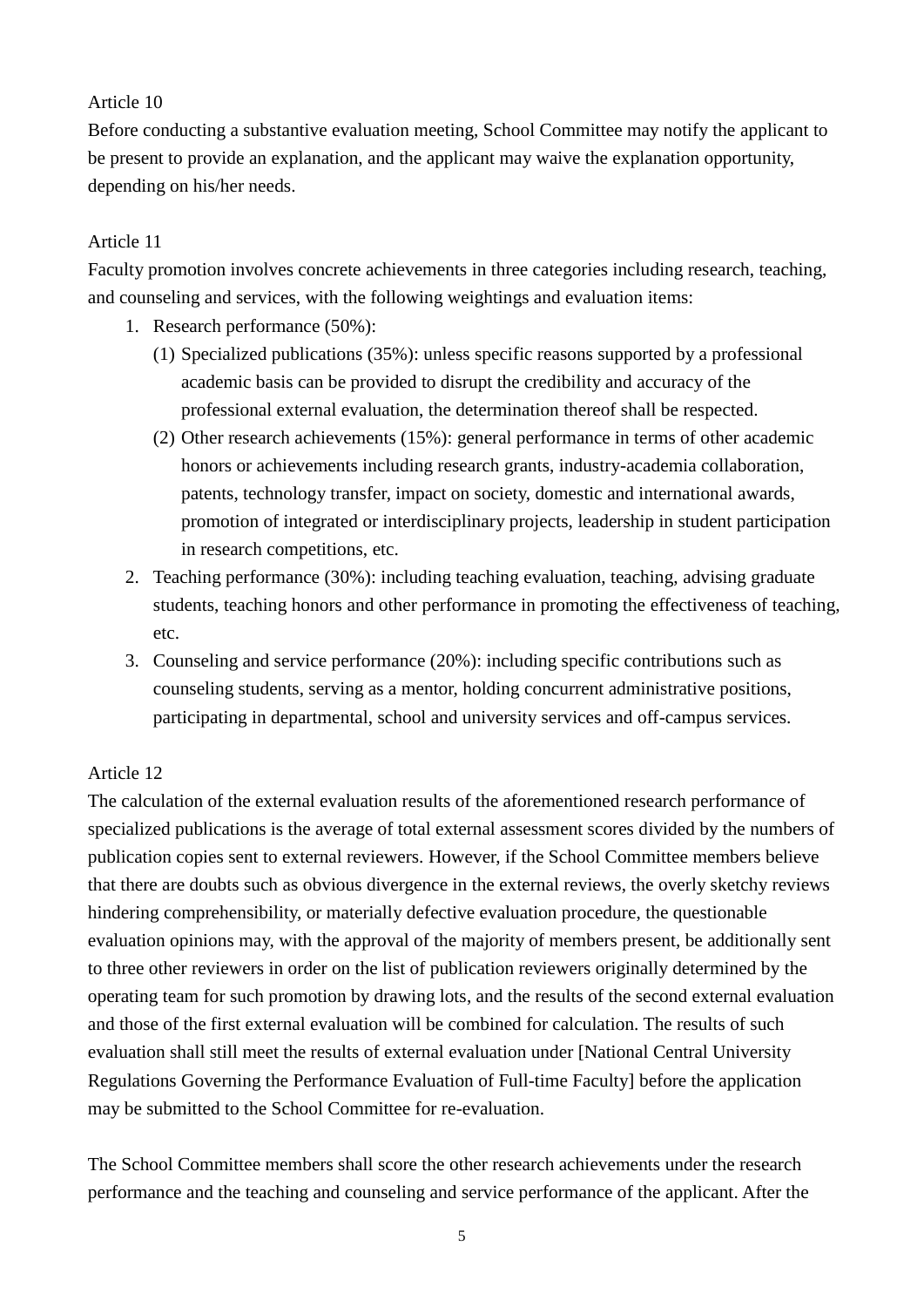Article 10

Before conducting a substantive evaluation meeting, School Committee may notify the applicant to be present to provide an explanation, and the applicant may waive the explanation opportunity, depending on his/her needs.

Article 11

Faculty promotion involves concrete achievements in three categories including research, teaching, and counseling and services, with the following weightings and evaluation items:

1. Research performance (50%):
   (1) Specialized publications (35%): unless specific reasons supported by a professional academic basis can be provided to disrupt the credibility and accuracy of the professional external evaluation, the determination thereof shall be respected.
   (2) Other research achievements (15%): general performance in terms of other academic honors or achievements including research grants, industry-academia collaboration, patents, technology transfer, impact on society, domestic and international awards, promotion of integrated or interdisciplinary projects, leadership in student participation in research competitions, etc.
2. Teaching performance (30%): including teaching evaluation, teaching, advising graduate students, teaching honors and other performance in promoting the effectiveness of teaching, etc.
3. Counseling and service performance (20%): including specific contributions such as counseling students, serving as a mentor, holding concurrent administrative positions, participating in departmental, school and university services and off-campus services.

Article 12

The calculation of the external evaluation results of the aforementioned research performance of specialized publications is the average of total external assessment scores divided by the numbers of publication copies sent to external reviewers. However, if the School Committee members believe that there are doubts such as obvious divergence in the external reviews, the overly sketchy reviews hindering comprehensibility, or materially defective evaluation procedure, the questionable evaluation opinions may, with the approval of the majority of members present, be additionally sent to three other reviewers in order on the list of publication reviewers originally determined by the operating team for such promotion by drawing lots, and the results of the second external evaluation and those of the first external evaluation will be combined for calculation. The results of such evaluation shall still meet the results of external evaluation under [National Central University Regulations Governing the Performance Evaluation of Full-time Faculty] before the application may be submitted to the School Committee for re-evaluation.

The School Committee members shall score the other research achievements under the research performance and the teaching and counseling and service performance of the applicant. After the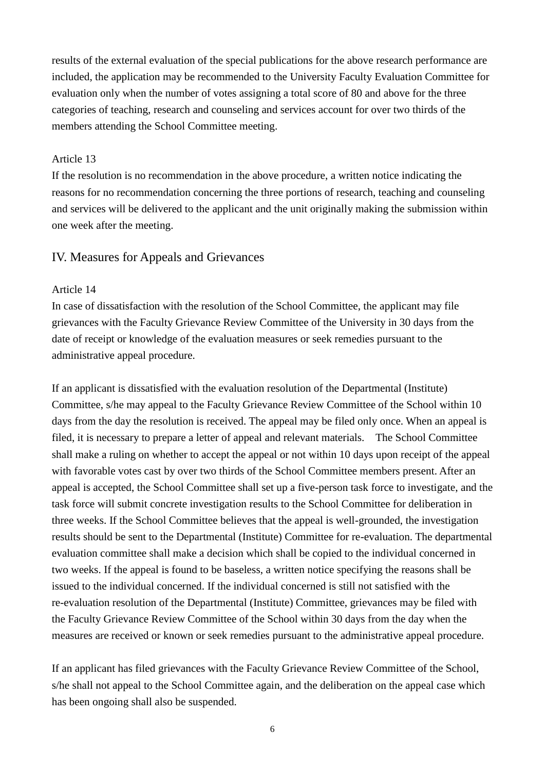results of the external evaluation of the special publications for the above research performance are included, the application may be recommended to the University Faculty Evaluation Committee for evaluation only when the number of votes assigning a total score of 80 and above for the three categories of teaching, research and counseling and services account for over two thirds of the members attending the School Committee meeting.

Article 13

If the resolution is no recommendation in the above procedure, a written notice indicating the reasons for no recommendation concerning the three portions of research, teaching and counseling and services will be delivered to the applicant and the unit originally making the submission within one week after the meeting.

## IV. Measures for Appeals and Grievances

Article 14

In case of dissatisfaction with the resolution of the School Committee, the applicant may file grievances with the Faculty Grievance Review Committee of the University in 30 days from the date of receipt or knowledge of the evaluation measures or seek remedies pursuant to the administrative appeal procedure.

If an applicant is dissatisfied with the evaluation resolution of the Departmental (Institute) Committee, s/he may appeal to the Faculty Grievance Review Committee of the School within 10 days from the day the resolution is received. The appeal may be filed only once. When an appeal is filed, it is necessary to prepare a letter of appeal and relevant materials. The School Committee shall make a ruling on whether to accept the appeal or not within 10 days upon receipt of the appeal with favorable votes cast by over two thirds of the School Committee members present. After an appeal is accepted, the School Committee shall set up a five-person task force to investigate, and the task force will submit concrete investigation results to the School Committee for deliberation in three weeks. If the School Committee believes that the appeal is well-grounded, the investigation results should be sent to the Departmental (Institute) Committee for re-evaluation. The departmental evaluation committee shall make a decision which shall be copied to the individual concerned in two weeks. If the appeal is found to be baseless, a written notice specifying the reasons shall be issued to the individual concerned. If the individual concerned is still not satisfied with the re-evaluation resolution of the Departmental (Institute) Committee, grievances may be filed with the Faculty Grievance Review Committee of the School within 30 days from the day when the measures are received or known or seek remedies pursuant to the administrative appeal procedure.

If an applicant has filed grievances with the Faculty Grievance Review Committee of the School, s/he shall not appeal to the School Committee again, and the deliberation on the appeal case which has been ongoing shall also be suspended.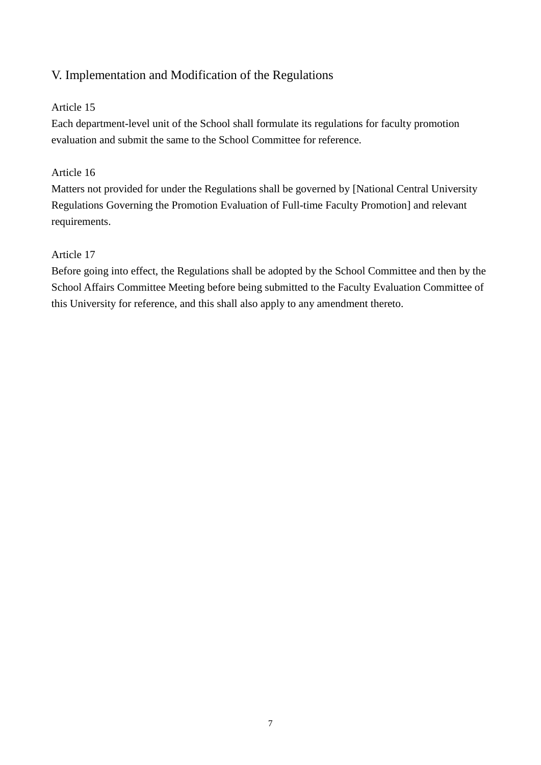## V. Implementation and Modification of the Regulations

Article 15

Each department-level unit of the School shall formulate its regulations for faculty promotion evaluation and submit the same to the School Committee for reference.

Article 16

Matters not provided for under the Regulations shall be governed by [National Central University Regulations Governing the Promotion Evaluation of Full-time Faculty Promotion] and relevant requirements.

Article 17

Before going into effect, the Regulations shall be adopted by the School Committee and then by the School Affairs Committee Meeting before being submitted to the Faculty Evaluation Committee of this University for reference, and this shall also apply to any amendment thereto.